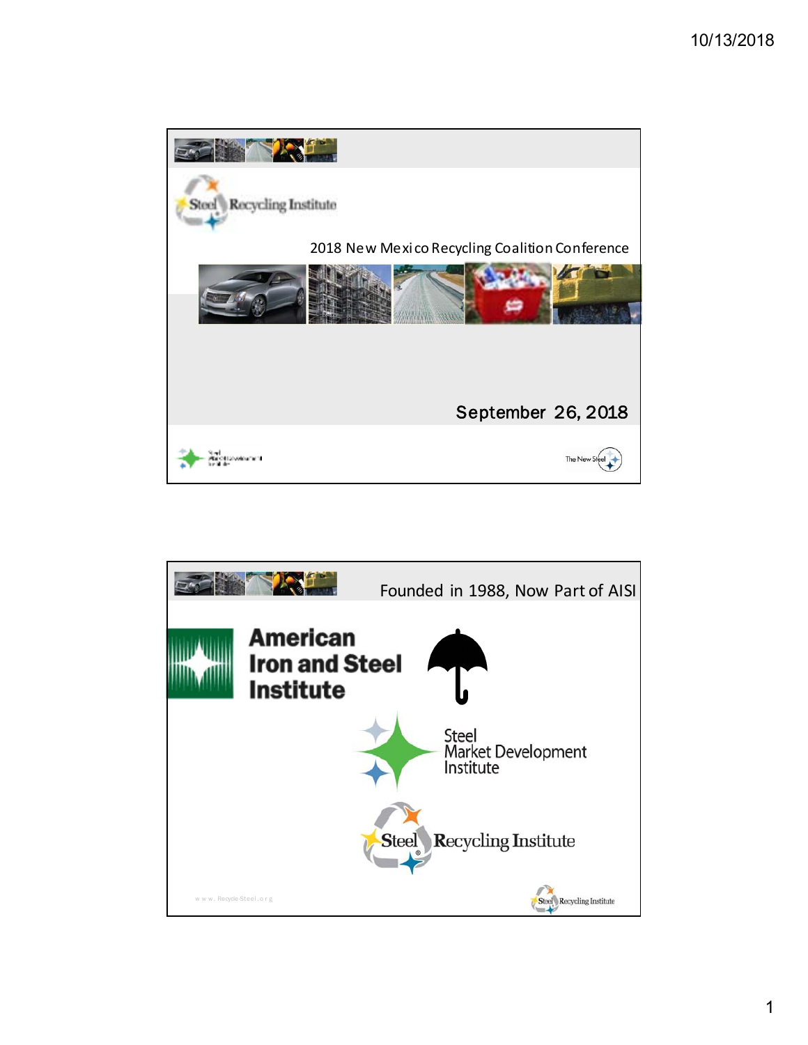## Slide 1

Steel Recycling Institute

2018 New Mexico Recycling Coalition Conference

September 26, 2018

The New Steel

## Slide 2

### Founded in 1988, Now Part of AISI

American Iron and Steel Institute

Steel Market Development Institute

Steel Recycling Institute

www.Recycle-Steel.org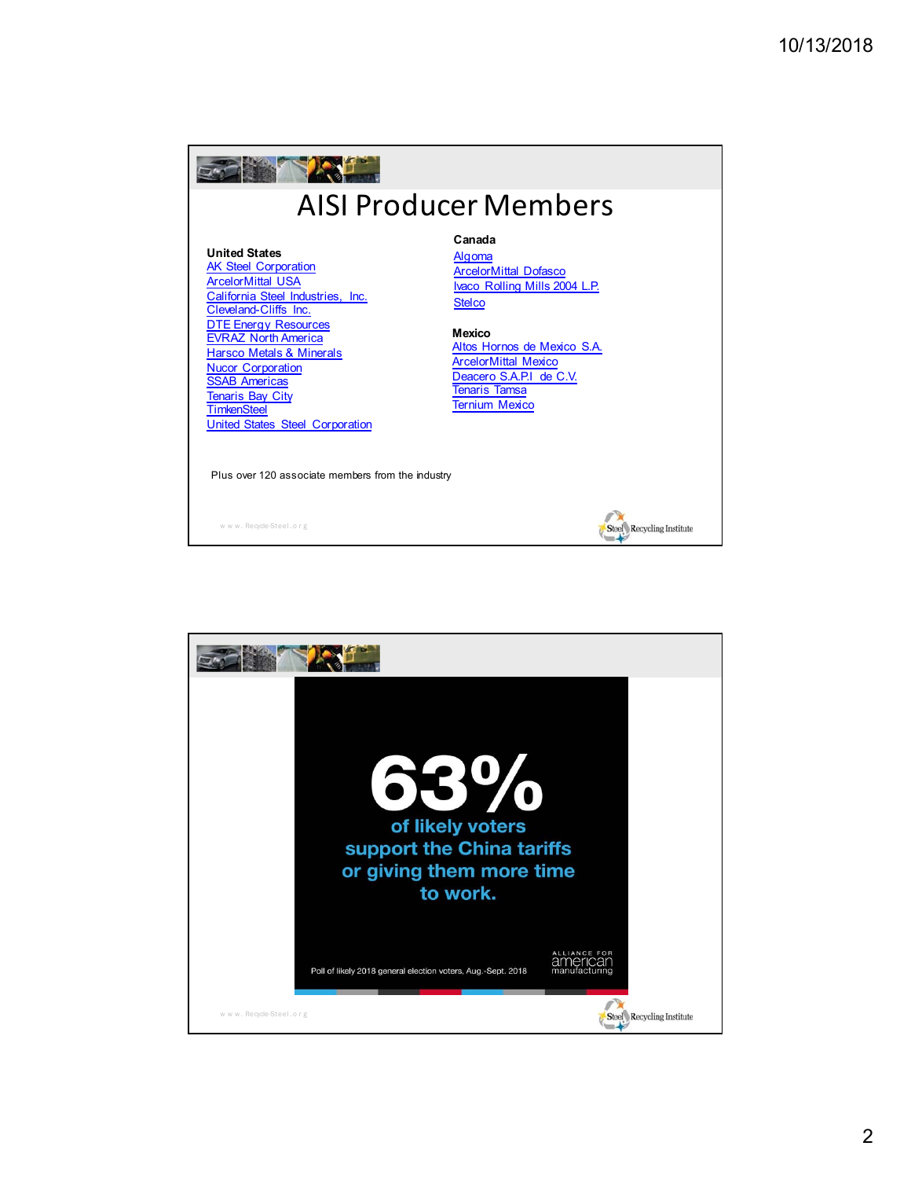# AISI Producer Members

**United States**

- AK Steel Corporation
- ArcelorMittal USA
- California Steel Industries, Inc.
- Cleveland-Cliffs Inc.
- DTE Energy Resources
- EVRAZ North America
- Harsco Metals & Minerals
- Nucor Corporation
- SSAB Americas
- Tenaris Bay City
- TimkenSteel
- United States Steel Corporation

**Canada**

- Algoma
- ArcelorMittal Dofasco
- Ivaco Rolling Mills 2004 L.P.
- Stelco

**Mexico**

- Altos Hornos de Mexico S.A.
- ArcelorMittal Mexico
- Deacero S.A.P.I de C.V.
- Tenaris Tamsa
- Ternium Mexico

Plus over 120 associate members from the industry

www.Recycle-Steel.org

Steel Recycling Institute

---

# 63%

**of likely voters support the China tariffs or giving them more time to work.**

Poll of likely 2018 general election voters, Aug.-Sept. 2018

ALLIANCE FOR american manufacturing

www.Recycle-Steel.org

Steel Recycling Institute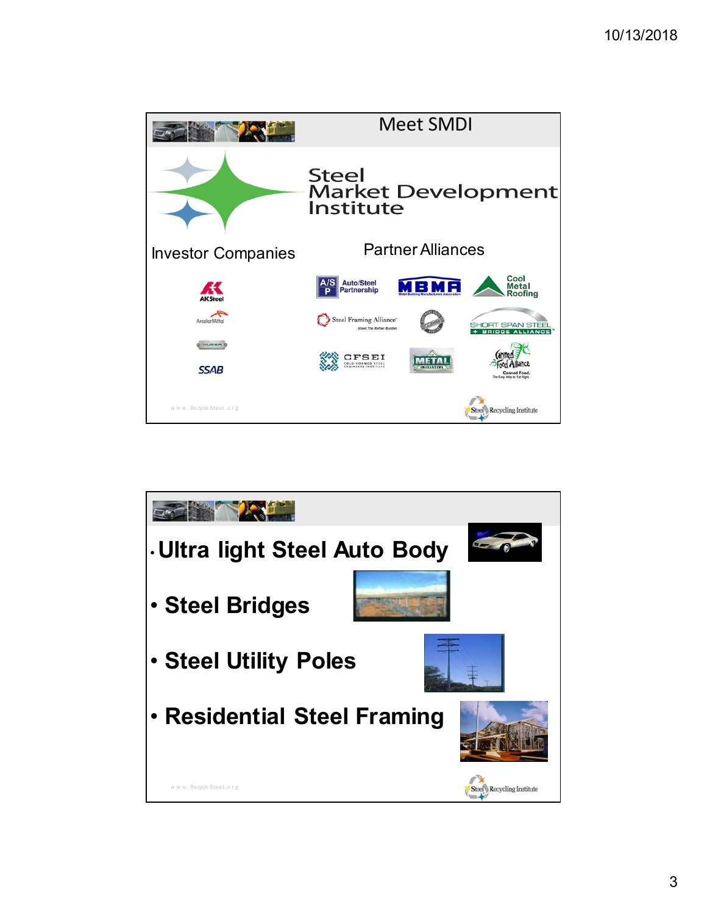## Meet SMDI

Steel
Market Development
Institute

**Investor Companies**

- AK Steel
- ArcelorMittal
- Nucor
- SSAB

**Partner Alliances**

- A/S P Auto/Steel Partnership
- MBMA Metal Building Manufacturers Association
- Cool Metal Roofing
- Steel Framing Alliance — Steel The Better Builder
- Short Span Steel Bridge Alliance
- CFSEI Cold-Formed Steel Engineers Institute
- Metal Initiative
- Canned Food Alliance — Canned Food. The Easy Way to Eat Right.

www.Recycle-Steel.org

Steel Recycling Institute

---

- Ultra light Steel Auto Body
- Steel Bridges
- Steel Utility Poles
- Residential Steel Framing

www.Recycle-Steel.org

Steel Recycling Institute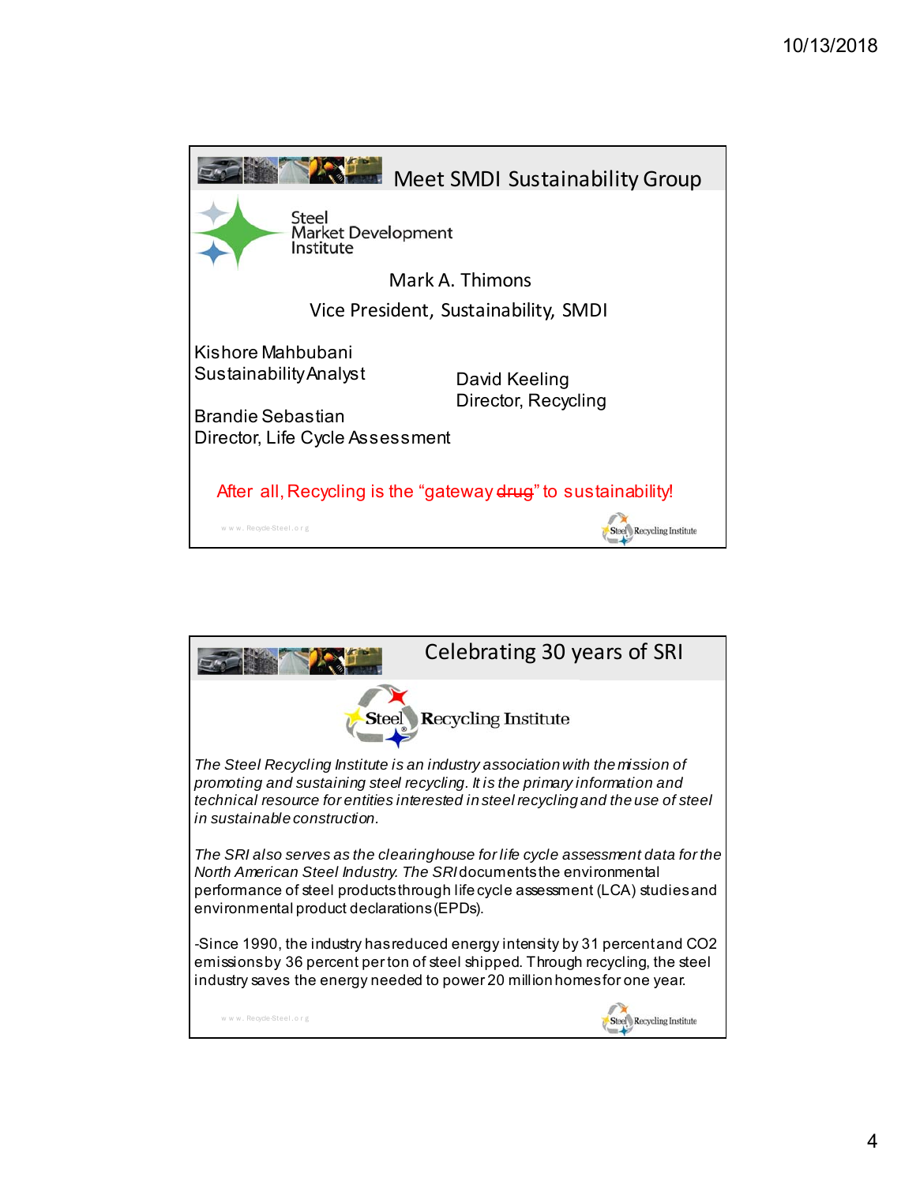## Meet SMDI Sustainability Group

Steel
Market Development
Institute

Mark A. Thimons

Vice President, Sustainability, SMDI

Kishore Mahbubani
Sustainability Analyst

David Keeling
Director, Recycling

Brandie Sebastian
Director, Life Cycle Assessment

After all, Recycling is the "gateway ~~drug~~" to sustainability!

www.Recycle-Steel.org

Steel Recycling Institute

## Celebrating 30 years of SRI

Steel Recycling Institute

*The Steel Recycling Institute is an industry association with the mission of promoting and sustaining steel recycling. It is the primary information and technical resource for entities interested in steel recycling and the use of steel in sustainable construction.*

*The SRI also serves as the clearinghouse for life cycle assessment data for the North American Steel Industry. The SRI* documents the environmental performance of steel products through life cycle assessment (LCA) studies and environmental product declarations (EPDs).

-Since 1990, the industry has reduced energy intensity by 31 percent and $CO_2$ emissions by 36 percent per ton of steel shipped. Through recycling, the steel industry saves the energy needed to power 20 million homes for one year.

www.Recycle-Steel.org

Steel Recycling Institute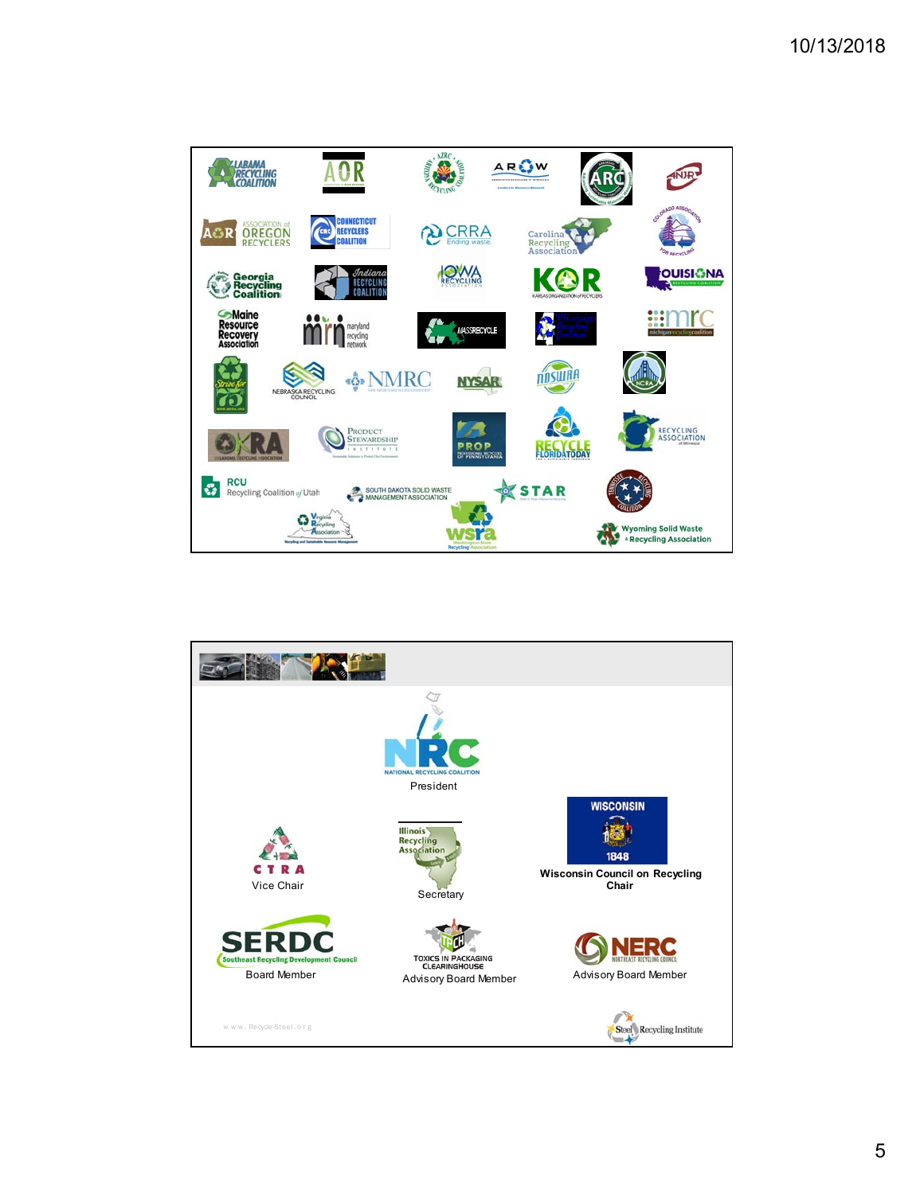Alabama Recycling Coalition

AOR

Arizona Recycling Coalition

AROW

ARC

NJR

Association of Oregon Recyclers

Connecticut Recyclers Coalition

CRRA

Carolina Recycling Association

Colorado Association for Recycling

Georgia Recycling Coalition

Indiana Recycling Coalition

Iowa Recycling Association

KOR Kansas Organization of Recyclers

Louisiana Recycling Coalition

Maine Resource Recovery Association

maryland recycling network

MassRecycle

Mississippi Recycling Coalition

michigan recycling coalition

Nebraska Recycling Council

NMRC

NYSAR

NDSWRA

NCRA

OKRA

Product Stewardship Institute

PROP Professional Recyclers of Pennsylvania

Recycle Florida Today

Recycling Association of Minnesota

RCU Recycling Coalition of Utah

South Dakota Solid Waste Management Association

STAR

Tennessee Recycling Coalition

Virginia Recycling Association

WSRA

Wyoming Solid Waste & Recycling Association

---

NRC National Recycling Coalition

President

CTRA

Vice Chair

Illinois Recycling Association

Secretary

Wisconsin 1848

Wisconsin Council on Recycling Chair

SERDC Southeast Recycling Development Council

Board Member

TPCH Toxics in Packaging Clearinghouse

Advisory Board Member

NERC Northeast Recycling Council

Advisory Board Member

www.Recycle-Steel.org

Steel Recycling Institute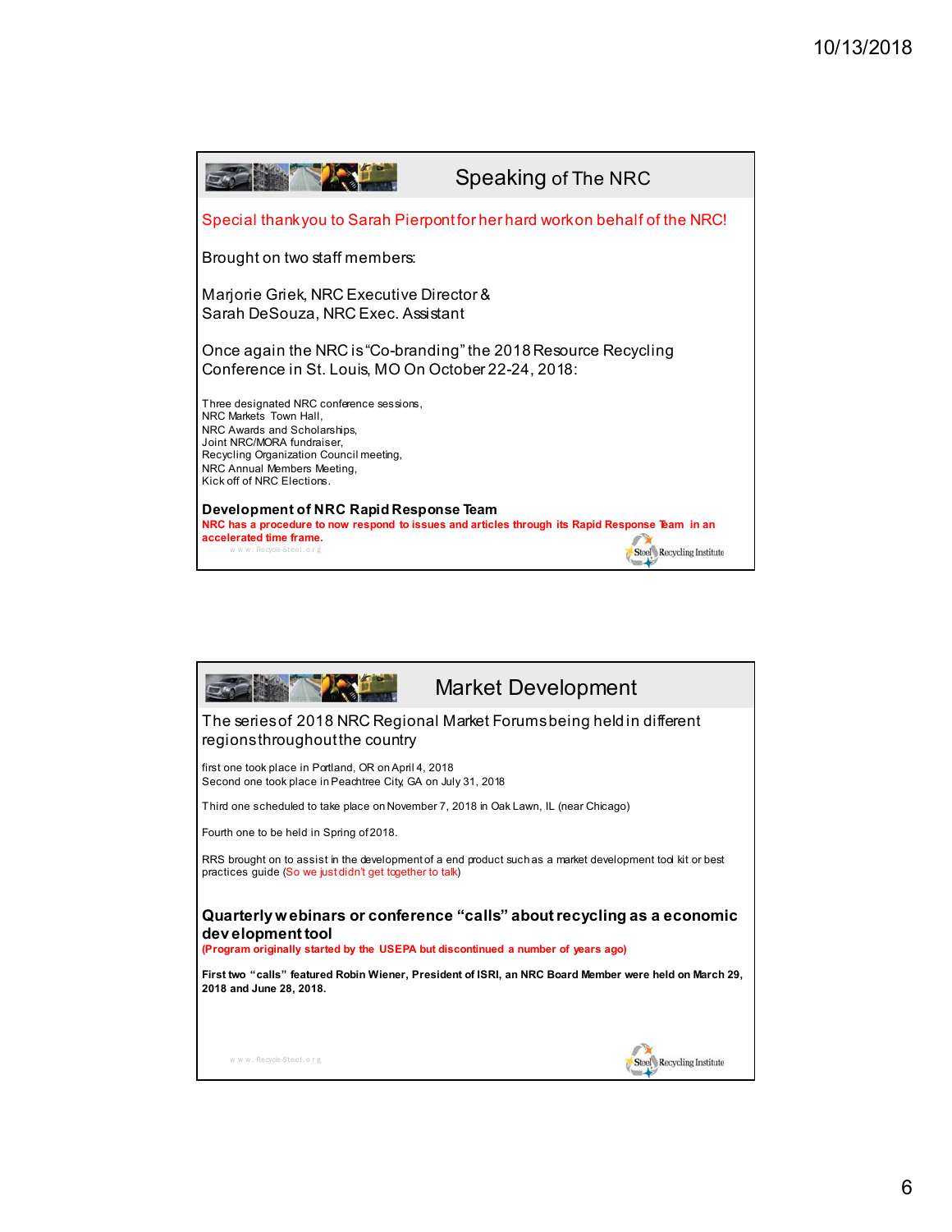## Speaking of The NRC

Special thankyou to Sarah Pierpont for her hard work on behalf of the NRC!

Brought on two staff members:

Marjorie Griek, NRC Executive Director &
Sarah DeSouza, NRC Exec. Assistant

Once again the NRC is "Co-branding" the 2018 Resource Recycling Conference in St. Louis, MO On October 22-24, 2018:

Three designated NRC conference sessions,
NRC Markets Town Hall,
NRC Awards and Scholarships,
Joint NRC/MORA fundraiser,
Recycling Organization Council meeting,
NRC Annual Members Meeting,
Kick off of NRC Elections.

**Development of NRC Rapid Response Team**

**NRC has a procedure to now respond to issues and articles through its Rapid Response Team in an accelerated time frame.**

www.Recycle-Steel.org

Steel Recycling Institute

## Market Development

The series of 2018 NRC Regional Market Forums being held in different regions throughout the country

first one took place in Portland, OR on April 4, 2018
Second one took place in Peachtree City, GA on July 31, 2018

Third one scheduled to take place on November 7, 2018 in Oak Lawn, IL (near Chicago)

Fourth one to be held in Spring of 2018.

RRS brought on to assist in the development of a end product such as a market development tool kit or best practices guide (So we just didn't get together to talk)

**Quarterly webinars or conference "calls" about recycling as a economic development tool**

**(Program originally started by the USEPA but discontinued a number of years ago)**

**First two "calls" featured Robin Wiener, President of ISRI, an NRC Board Member were held on March 29, 2018 and June 28, 2018.**

www.Recycle-Steel.org

Steel Recycling Institute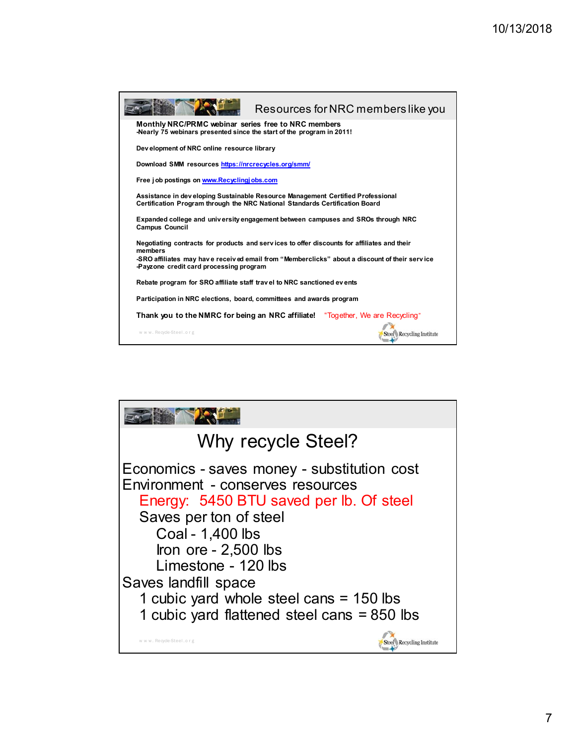## Resources for NRC members like you

**Monthly NRC/PRMC webinar series free to NRC members**
-Nearly 75 webinars presented since the start of the program in 2011!

**Development of NRC online resource library**

**Download SMM resources** https://nrcrecycles.org/smm/

**Free job postings on** www.Recyclingjobs.com

**Assistance in developing Sustainable Resource Management Certified Professional Certification Program through the NRC National Standards Certification Board**

**Expanded college and university engagement between campuses and SROs through NRC Campus Council**

**Negotiating contracts for products and services to offer discounts for affiliates and their members**
-SRO affiliates may have received email from "Memberclicks" about a discount of their service
-Payzone credit card processing program

**Rebate program for SRO affiliate staff travel to NRC sanctioned events**

**Participation in NRC elections, board, committees and awards program**

**Thank you to the NMRC for being an NRC affiliate!** "Together, We are Recycling"

www.Recycle-Steel.org

Steel Recycling Institute

## Why recycle Steel?

Economics - saves money - substitution cost
Environment - conserves resources
- Energy: 5450 BTU saved per lb. Of steel
- Saves per ton of steel
  - Coal - 1,400 lbs
  - Iron ore - 2,500 lbs
  - Limestone - 120 lbs

Saves landfill space
- 1 cubic yard whole steel cans = 150 lbs
- 1 cubic yard flattened steel cans = 850 lbs

www.Recycle-Steel.org

Steel Recycling Institute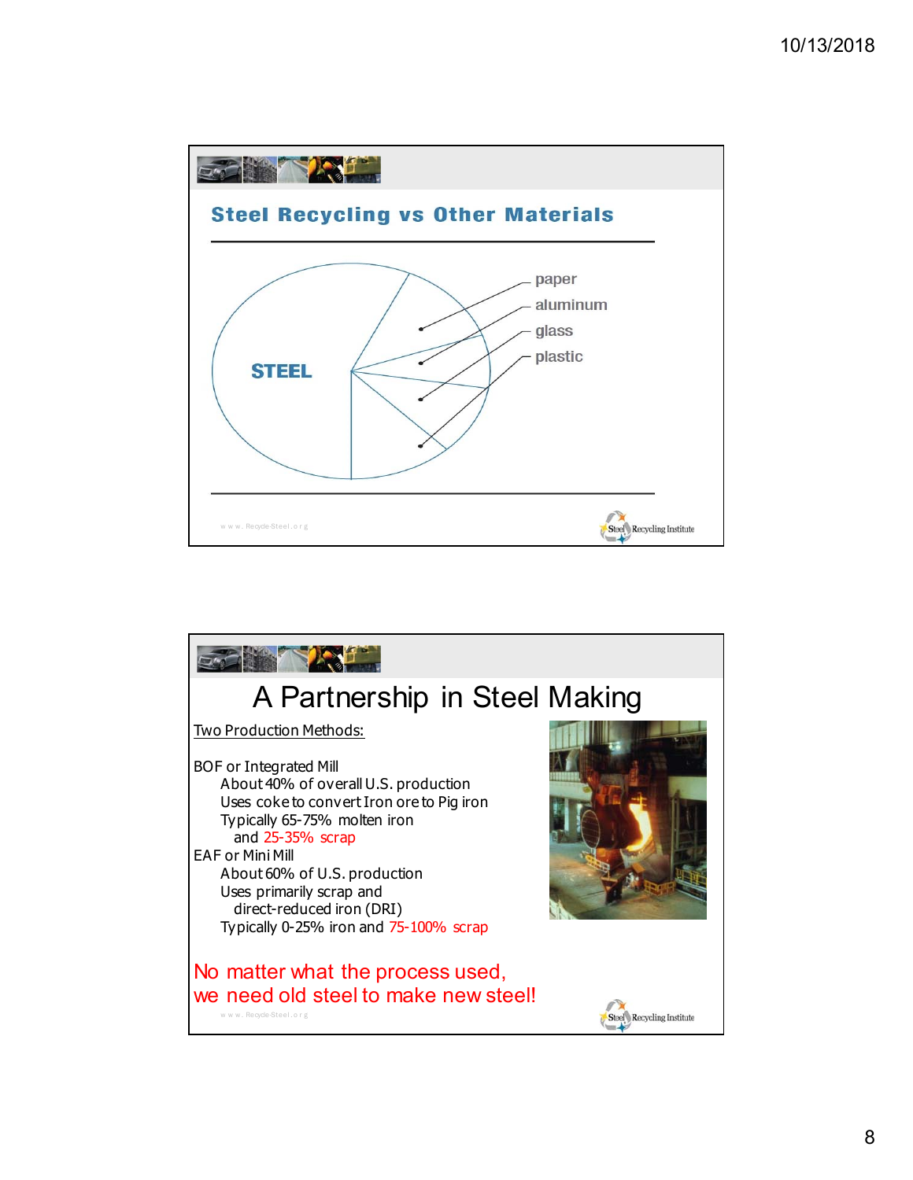## Steel Recycling vs Other Materials

STEEL

paper

aluminum

glass

plastic

www.Recycle-Steel.org

Steel Recycling Institute

# A Partnership in Steel Making

Two Production Methods:

BOF or Integrated Mill
- About 40% of overall U.S. production
- Uses coke to convert Iron ore to Pig iron
- Typically 65-75% molten iron and 25-35% scrap

EAF or Mini Mill
- About 60% of U.S. production
- Uses primarily scrap and direct-reduced iron (DRI)
- Typically 0-25% iron and 75-100% scrap

No matter what the process used, we need old steel to make new steel!

www.Recycle-Steel.org

Steel Recycling Institute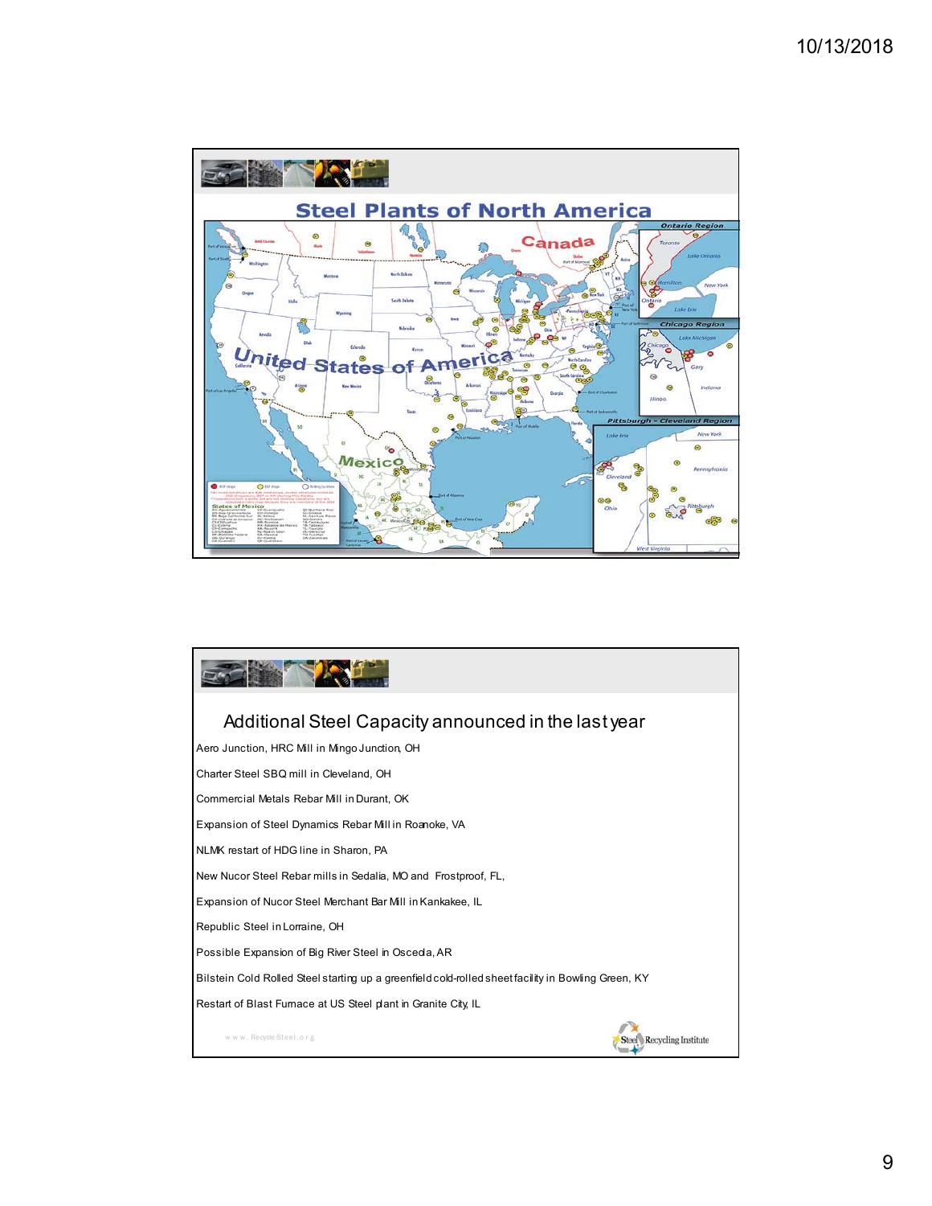## Steel Plants of North America

## Additional Steel Capacity announced in the last year

Aero Junction, HRC Mill in Mingo Junction, OH

Charter Steel SBQ mill in Cleveland, OH

Commercial Metals Rebar Mill in Durant, OK

Expansion of Steel Dynamics Rebar Mill in Roanoke, VA

NLMK restart of HDG line in Sharon, PA

New Nucor Steel Rebar mills in Sedalia, MO and Frostproof, FL,

Expansion of Nucor Steel Merchant Bar Mill in Kankakee, IL

Republic Steel in Lorraine, OH

Possible Expansion of Big River Steel in Osceola, AR

Bilstein Cold Rolled Steel starting up a greenfield cold-rolled sheet facility in Bowling Green, KY

Restart of Blast Furnace at US Steel plant in Granite City, IL

www.Recycle-Steel.org

Steel Recycling Institute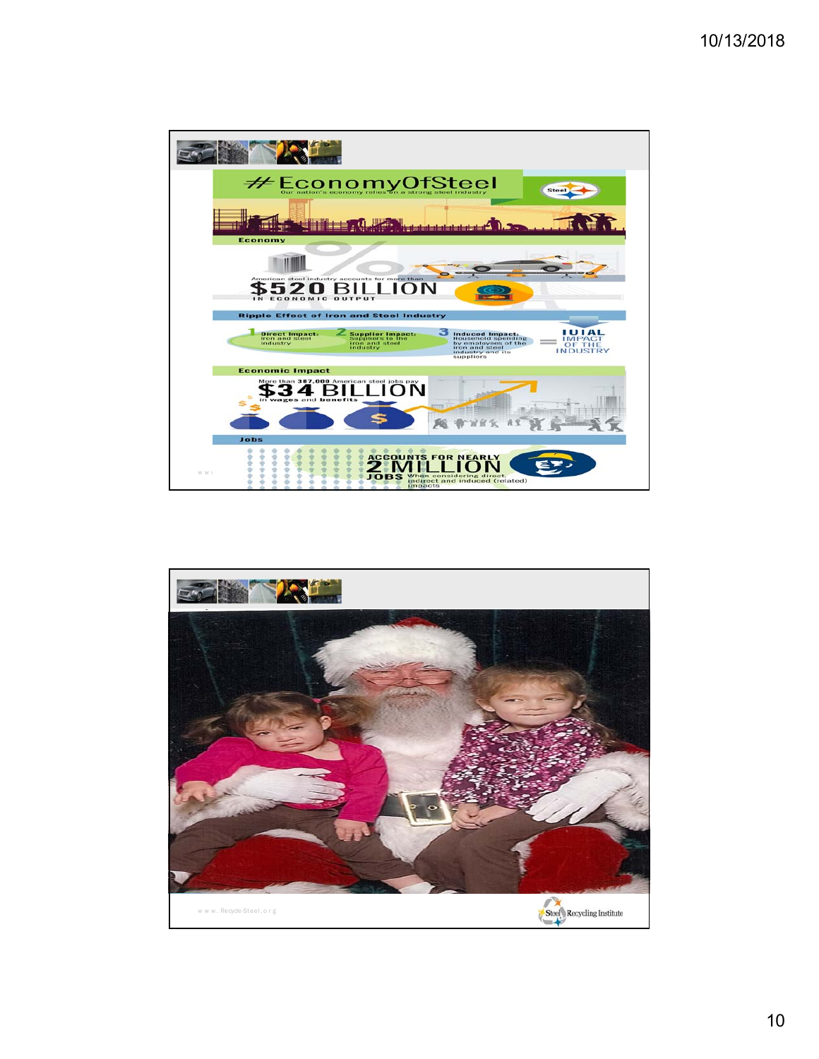# #EconomyOfSteel

Our nation's economy relies on a strong steel industry

**Economy**

American steel industry accounts for more than

**$520 BILLION**

IN ECONOMIC OUTPUT

**Ripple Effect of Iron and Steel Industry**

1. **Direct Impact:** Iron and steel industry
2. **Supplier Impact:** Suppliers to the iron and steel industry
3. **Induced Impact:** Household spending by employees of the iron and steel industry and its suppliers

= TOTAL IMPACT OF THE INDUSTRY

**Economic Impact**

More than 387,000 American steel jobs pay

**$34 BILLION**

in wages and benefits

**Jobs**

ACCOUNTS FOR NEARLY

**2 MILLION JOBS**

When considering direct, indirect and induced (related) impacts

www.Recycle-Steel.org

Steel Recycling Institute